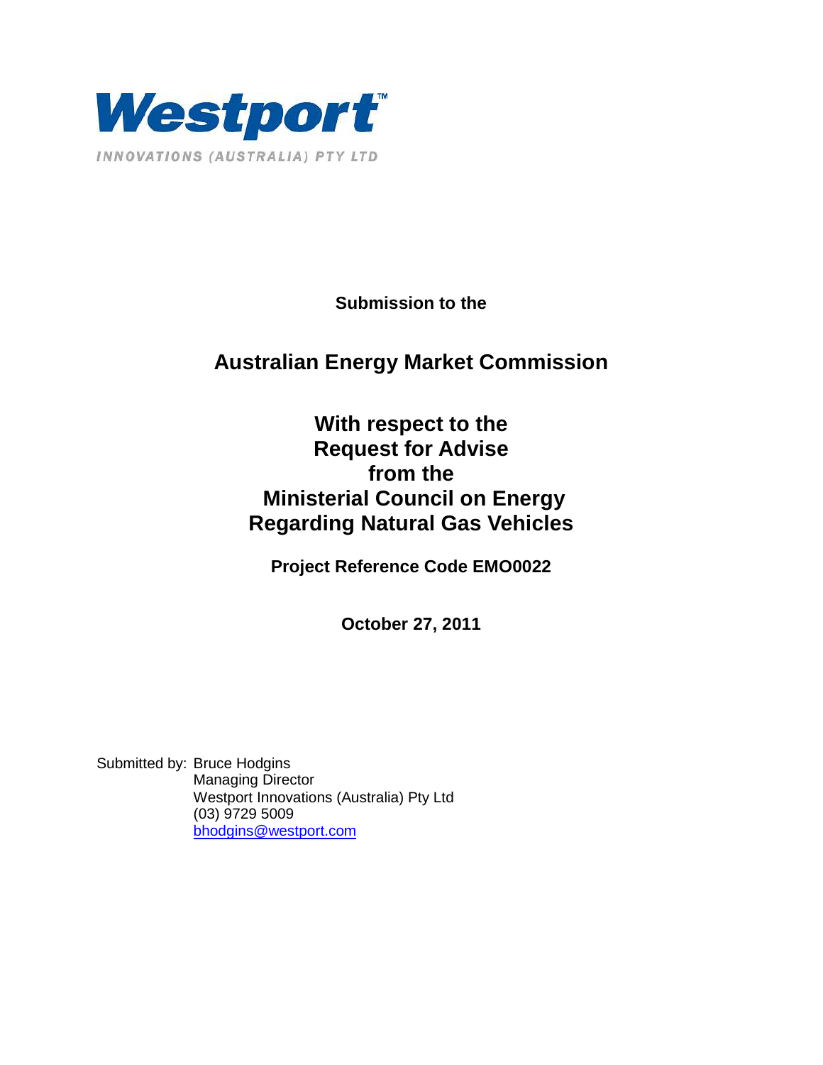**Westport™**

INNOVATIONS (AUSTRALIA) PTY LTD

**Submission to the**

## Australian Energy Market Commission

## With respect to the Request for Advise from the Ministerial Council on Energy Regarding Natural Gas Vehicles

**Project Reference Code EMO0022**

**October 27, 2011**

Submitted by: Bruce Hodgins
Managing Director
Westport Innovations (Australia) Pty Ltd
(03) 9729 5009
bhodgins@westport.com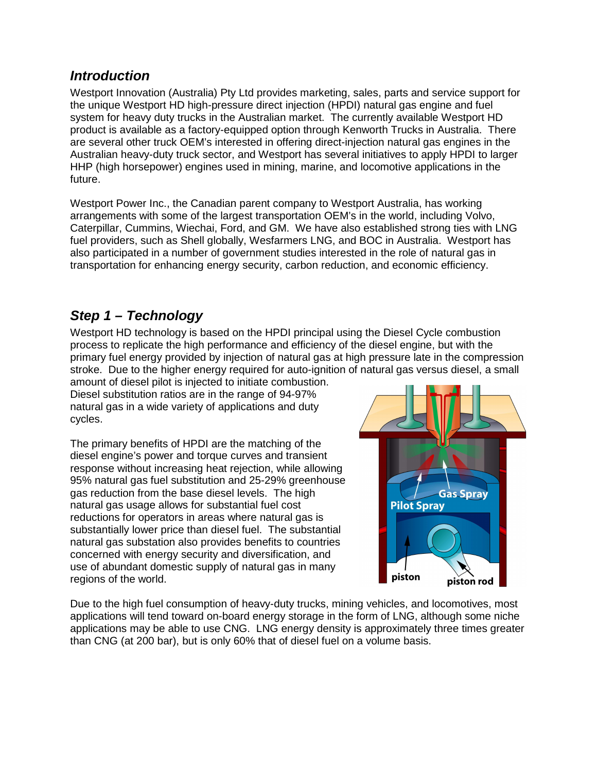## *Introduction*

Westport Innovation (Australia) Pty Ltd provides marketing, sales, parts and service support for the unique Westport HD high-pressure direct injection (HPDI) natural gas engine and fuel system for heavy duty trucks in the Australian market. The currently available Westport HD product is available as a factory-equipped option through Kenworth Trucks in Australia. There are several other truck OEM's interested in offering direct-injection natural gas engines in the Australian heavy-duty truck sector, and Westport has several initiatives to apply HPDI to larger HHP (high horsepower) engines used in mining, marine, and locomotive applications in the future.

Westport Power Inc., the Canadian parent company to Westport Australia, has working arrangements with some of the largest transportation OEM's in the world, including Volvo, Caterpillar, Cummins, Wiechai, Ford, and GM. We have also established strong ties with LNG fuel providers, such as Shell globally, Wesfarmers LNG, and BOC in Australia. Westport has also participated in a number of government studies interested in the role of natural gas in transportation for enhancing energy security, carbon reduction, and economic efficiency.

## *Step 1 – Technology*

Westport HD technology is based on the HPDI principal using the Diesel Cycle combustion process to replicate the high performance and efficiency of the diesel engine, but with the primary fuel energy provided by injection of natural gas at high pressure late in the compression stroke. Due to the higher energy required for auto-ignition of natural gas versus diesel, a small amount of diesel pilot is injected to initiate combustion. Diesel substitution ratios are in the range of 94-97% natural gas in a wide variety of applications and duty cycles.

The primary benefits of HPDI are the matching of the diesel engine's power and torque curves and transient response without increasing heat rejection, while allowing 95% natural gas fuel substitution and 25-29% greenhouse gas reduction from the base diesel levels. The high natural gas usage allows for substantial fuel cost reductions for operators in areas where natural gas is substantially lower price than diesel fuel. The substantial natural gas substation also provides benefits to countries concerned with energy security and diversification, and use of abundant domestic supply of natural gas in many regions of the world.

Due to the high fuel consumption of heavy-duty trucks, mining vehicles, and locomotives, most applications will tend toward on-board energy storage in the form of LNG, although some niche applications may be able to use CNG. LNG energy density is approximately three times greater than CNG (at 200 bar), but is only 60% that of diesel fuel on a volume basis.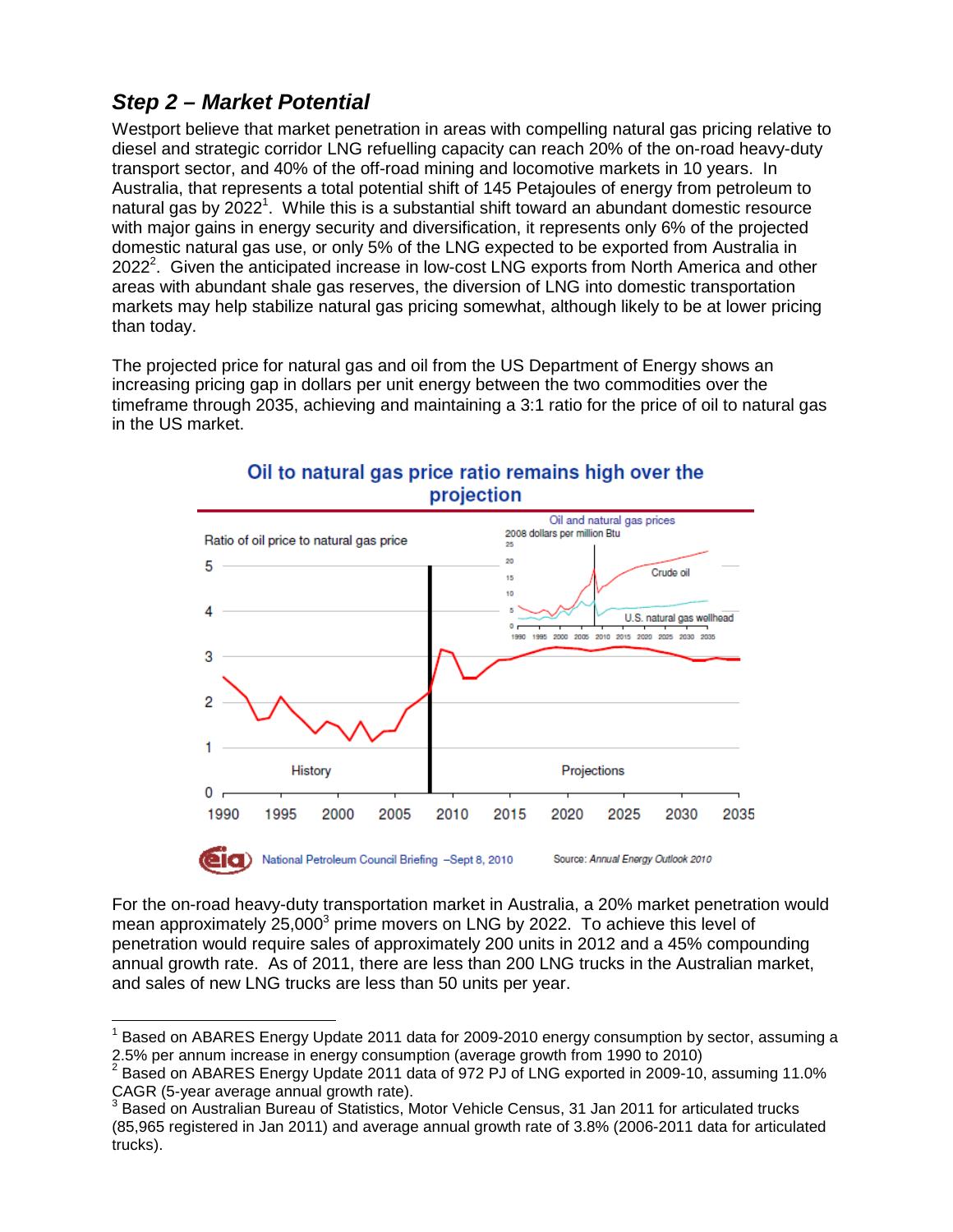## *Step 2 – Market Potential*

Westport believe that market penetration in areas with compelling natural gas pricing relative to diesel and strategic corridor LNG refuelling capacity can reach 20% of the on-road heavy-duty transport sector, and 40% of the off-road mining and locomotive markets in 10 years. In Australia, that represents a total potential shift of 145 Petajoules of energy from petroleum to natural gas by 2022[1]. While this is a substantial shift toward an abundant domestic resource with major gains in energy security and diversification, it represents only 6% of the projected domestic natural gas use, or only 5% of the LNG expected to be exported from Australia in 2022[2]. Given the anticipated increase in low-cost LNG exports from North America and other areas with abundant shale gas reserves, the diversion of LNG into domestic transportation markets may help stabilize natural gas pricing somewhat, although likely to be at lower pricing than today.

The projected price for natural gas and oil from the US Department of Energy shows an increasing pricing gap in dollars per unit energy between the two commodities over the timeframe through 2035, achieving and maintaining a 3:1 ratio for the price of oil to natural gas in the US market.

**Oil to natural gas price ratio remains high over the projection**

National Petroleum Council Briefing –Sept 8, 2010 Source: *Annual Energy Outlook 2010*

For the on-road heavy-duty transportation market in Australia, a 20% market penetration would mean approximately 25,000[3] prime movers on LNG by 2022. To achieve this level of penetration would require sales of approximately 200 units in 2012 and a 45% compounding annual growth rate. As of 2011, there are less than 200 LNG trucks in the Australian market, and sales of new LNG trucks are less than 50 units per year.

---

[1] Based on ABARES Energy Update 2011 data for 2009-2010 energy consumption by sector, assuming a 2.5% per annum increase in energy consumption (average growth from 1990 to 2010)

[2] Based on ABARES Energy Update 2011 data of 972 PJ of LNG exported in 2009-10, assuming 11.0% CAGR (5-year average annual growth rate).

[3] Based on Australian Bureau of Statistics, Motor Vehicle Census, 31 Jan 2011 for articulated trucks (85,965 registered in Jan 2011) and average annual growth rate of 3.8% (2006-2011 data for articulated trucks).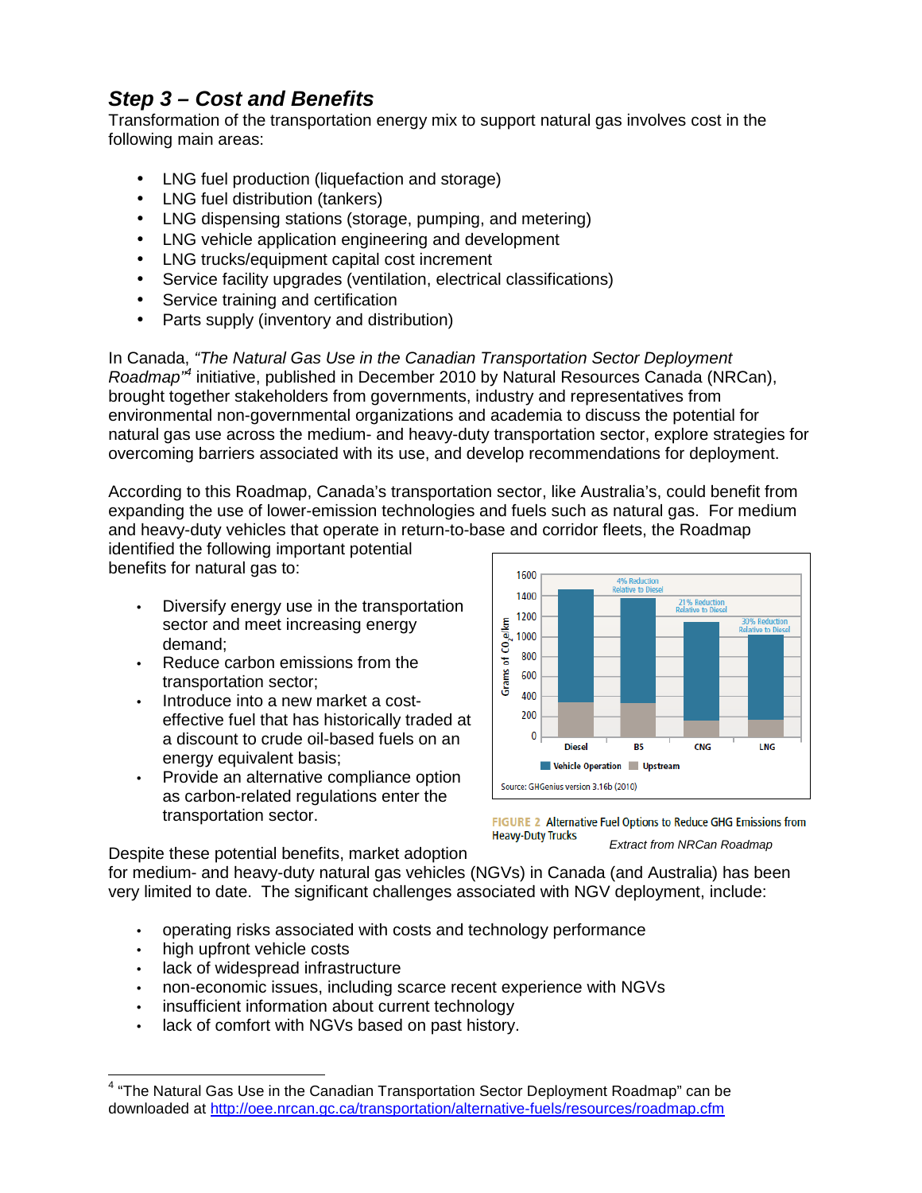## *Step 3 – Cost and Benefits*

Transformation of the transportation energy mix to support natural gas involves cost in the following main areas:

- LNG fuel production (liquefaction and storage)
- LNG fuel distribution (tankers)
- LNG dispensing stations (storage, pumping, and metering)
- LNG vehicle application engineering and development
- LNG trucks/equipment capital cost increment
- Service facility upgrades (ventilation, electrical classifications)
- Service training and certification
- Parts supply (inventory and distribution)

In Canada, *"The Natural Gas Use in the Canadian Transportation Sector Deployment Roadmap"*[4] initiative, published in December 2010 by Natural Resources Canada (NRCan), brought together stakeholders from governments, industry and representatives from environmental non-governmental organizations and academia to discuss the potential for natural gas use across the medium- and heavy-duty transportation sector, explore strategies for overcoming barriers associated with its use, and develop recommendations for deployment.

According to this Roadmap, Canada's transportation sector, like Australia's, could benefit from expanding the use of lower-emission technologies and fuels such as natural gas. For medium and heavy-duty vehicles that operate in return-to-base and corridor fleets, the Roadmap identified the following important potential benefits for natural gas to:

- Diversify energy use in the transportation sector and meet increasing energy demand;
- Reduce carbon emissions from the transportation sector;
- Introduce into a new market a cost-effective fuel that has historically traded at a discount to crude oil-based fuels on an energy equivalent basis;
- Provide an alternative compliance option as carbon-related regulations enter the transportation sector.

FIGURE 2 Alternative Fuel Options to Reduce GHG Emissions from Heavy-Duty Trucks

*Extract from NRCan Roadmap*

Despite these potential benefits, market adoption for medium- and heavy-duty natural gas vehicles (NGVs) in Canada (and Australia) has been very limited to date. The significant challenges associated with NGV deployment, include:

- operating risks associated with costs and technology performance
- high upfront vehicle costs
- lack of widespread infrastructure
- non-economic issues, including scarce recent experience with NGVs
- insufficient information about current technology
- lack of comfort with NGVs based on past history.

---

[4] "The Natural Gas Use in the Canadian Transportation Sector Deployment Roadmap" can be downloaded at http://oee.nrcan.gc.ca/transportation/alternative-fuels/resources/roadmap.cfm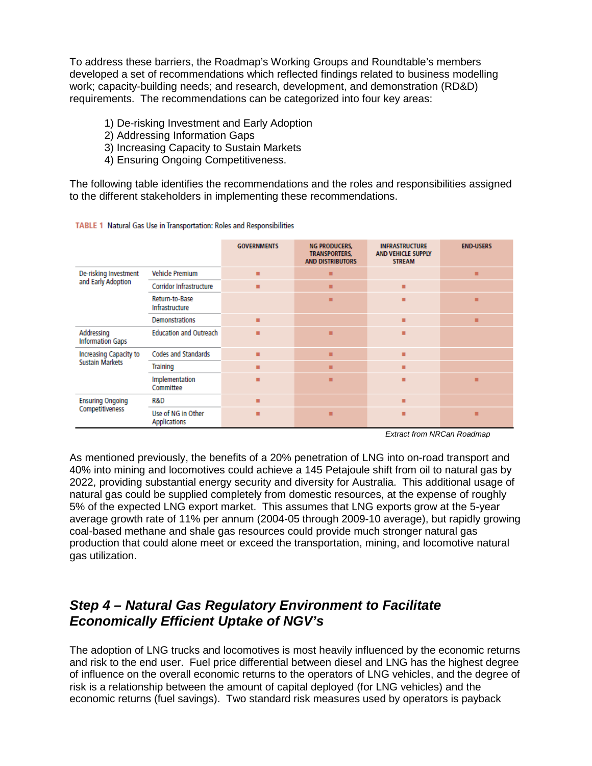To address these barriers, the Roadmap's Working Groups and Roundtable's members developed a set of recommendations which reflected findings related to business modelling work; capacity-building needs; and research, development, and demonstration (RD&D) requirements. The recommendations can be categorized into four key areas:

1) De-risking Investment and Early Adoption
2) Addressing Information Gaps
3) Increasing Capacity to Sustain Markets
4) Ensuring Ongoing Competitiveness.

The following table identifies the recommendations and the roles and responsibilities assigned to the different stakeholders in implementing these recommendations.

**TABLE 1** Natural Gas Use in Transportation: Roles and Responsibilities

| | | GOVERNMENTS | NG PRODUCERS, TRANSPORTERS, AND DISTRIBUTORS | INFRASTRUCTURE AND VEHICLE SUPPLY STREAM | END-USERS |
|---|---|---|---|---|---|
| De-risking Investment and Early Adoption | Vehicle Premium | ■ | ■ | | ■ |
| | Corridor Infrastructure | ■ | ■ | ■ | |
| | Return-to-Base Infrastructure | | ■ | ■ | ■ |
| | Demonstrations | ■ | | ■ | ■ |
| Addressing Information Gaps | Education and Outreach | ■ | ■ | ■ | |
| Increasing Capacity to Sustain Markets | Codes and Standards | ■ | ■ | ■ | |
| | Training | ■ | ■ | ■ | |
| | Implementation Committee | ■ | ■ | ■ | ■ |
| Ensuring Ongoing Competitiveness | R&D | ■ | | ■ | |
| | Use of NG in Other Applications | ■ | ■ | ■ | ■ |

*Extract from NRCan Roadmap*

As mentioned previously, the benefits of a 20% penetration of LNG into on-road transport and 40% into mining and locomotives could achieve a 145 Petajoule shift from oil to natural gas by 2022, providing substantial energy security and diversity for Australia. This additional usage of natural gas could be supplied completely from domestic resources, at the expense of roughly 5% of the expected LNG export market. This assumes that LNG exports grow at the 5-year average growth rate of 11% per annum (2004-05 through 2009-10 average), but rapidly growing coal-based methane and shale gas resources could provide much stronger natural gas production that could alone meet or exceed the transportation, mining, and locomotive natural gas utilization.

## *Step 4 – Natural Gas Regulatory Environment to Facilitate Economically Efficient Uptake of NGV's*

The adoption of LNG trucks and locomotives is most heavily influenced by the economic returns and risk to the end user. Fuel price differential between diesel and LNG has the highest degree of influence on the overall economic returns to the operators of LNG vehicles, and the degree of risk is a relationship between the amount of capital deployed (for LNG vehicles) and the economic returns (fuel savings). Two standard risk measures used by operators is payback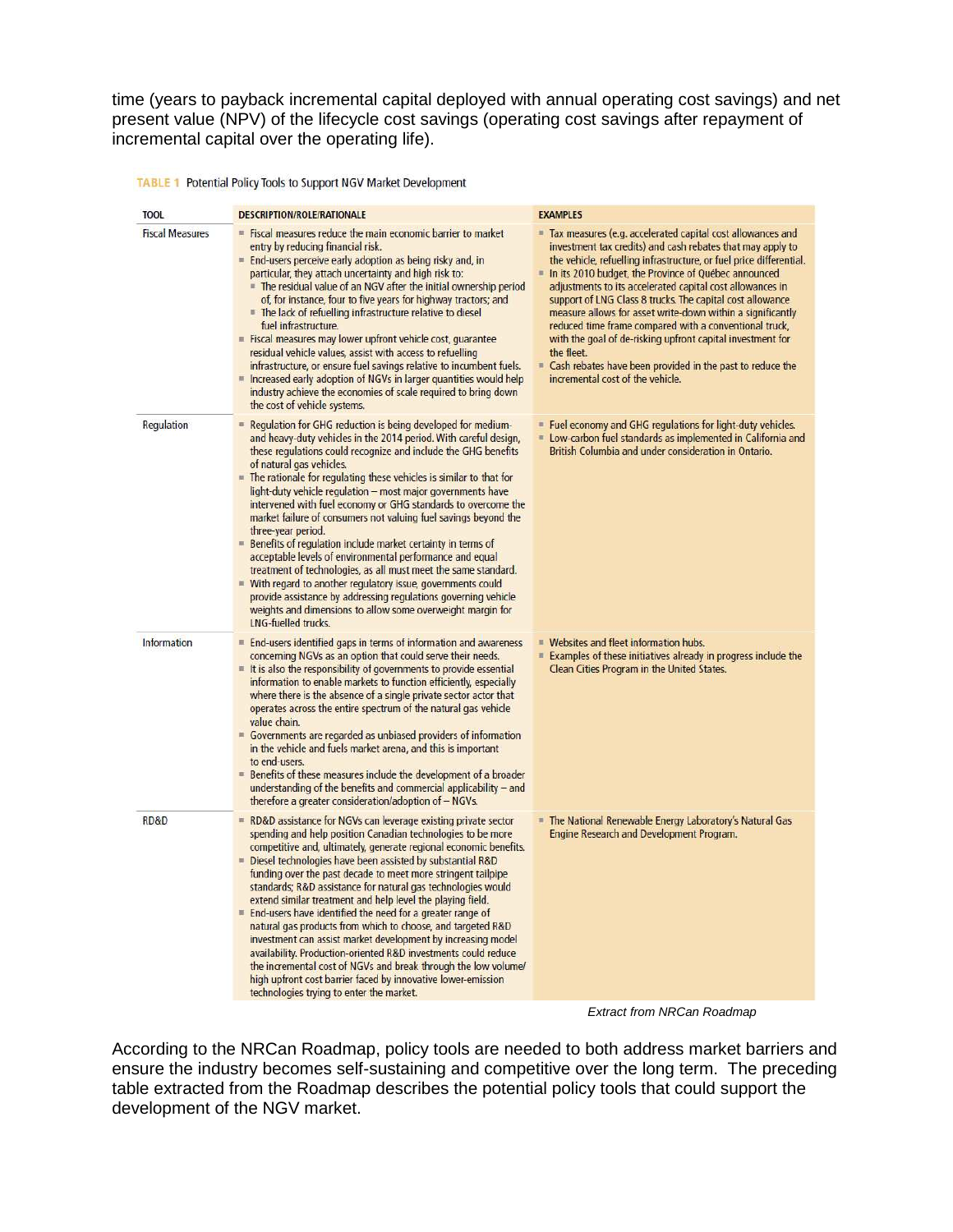time (years to payback incremental capital deployed with annual operating cost savings) and net present value (NPV) of the lifecycle cost savings (operating cost savings after repayment of incremental capital over the operating life).

TABLE 1 Potential Policy Tools to Support NGV Market Development

| TOOL | DESCRIPTION/ROLE/RATIONALE | EXAMPLES |
|---|---|---|
| Fiscal Measures | ▪ Fiscal measures reduce the main economic barrier to market entry by reducing financial risk.<br>▪ End-users perceive early adoption as being risky and, in particular, they attach uncertainty and high risk to:<br>&nbsp;&nbsp;▪ The residual value of an NGV after the initial ownership period of, for instance, four to five years for highway tractors; and<br>&nbsp;&nbsp;▪ The lack of refuelling infrastructure relative to diesel fuel infrastructure.<br>▪ Fiscal measures may lower upfront vehicle cost, guarantee residual vehicle values, assist with access to refuelling infrastructure, or ensure fuel savings relative to incumbent fuels.<br>▪ Increased early adoption of NGVs in larger quantities would help industry achieve the economies of scale required to bring down the cost of vehicle systems. | ▪ Tax measures (e.g. accelerated capital cost allowances and investment tax credits) and cash rebates that may apply to the vehicle, refuelling infrastructure, or fuel price differential.<br>▪ In its 2010 budget, the Province of Québec announced adjustments to its accelerated capital cost allowances in support of LNG Class 8 trucks. The capital cost allowance measure allows for asset write-down within a significantly reduced time frame compared with a conventional truck, with the goal of de-risking upfront capital investment for the fleet.<br>▪ Cash rebates have been provided in the past to reduce the incremental cost of the vehicle. |
| Regulation | ▪ Regulation for GHG reduction is being developed for medium- and heavy-duty vehicles in the 2014 period. With careful design, these regulations could recognize and include the GHG benefits of natural gas vehicles.<br>▪ The rationale for regulating these vehicles is similar to that for light-duty vehicle regulation – most major governments have intervened with fuel economy or GHG standards to overcome the market failure of consumers not valuing fuel savings beyond the three-year period.<br>▪ Benefits of regulation include market certainty in terms of acceptable levels of environmental performance and equal treatment of technologies, as all must meet the same standard.<br>▪ With regard to another regulatory issue, governments could provide assistance by addressing regulations governing vehicle weights and dimensions to allow some overweight margin for LNG-fuelled trucks. | ▪ Fuel economy and GHG regulations for light-duty vehicles.<br>▪ Low-carbon fuel standards as implemented in California and British Columbia and under consideration in Ontario. |
| Information | ▪ End-users identified gaps in terms of information and awareness concerning NGVs as an option that could serve their needs.<br>▪ It is also the responsibility of governments to provide essential information to enable markets to function efficiently, especially where there is the absence of a single private sector actor that operates across the entire spectrum of the natural gas vehicle value chain.<br>▪ Governments are regarded as unbiased providers of information in the vehicle and fuels market arena, and this is important to end-users.<br>▪ Benefits of these measures include the development of a broader understanding of the benefits and commercial applicability – and therefore a greater consideration/adoption of – NGVs. | ▪ Websites and fleet information hubs.<br>▪ Examples of these initiatives already in progress include the Clean Cities Program in the United States. |
| RD&D | ▪ RD&D assistance for NGVs can leverage existing private sector spending and help position Canadian technologies to be more competitive and, ultimately, generate regional economic benefits.<br>▪ Diesel technologies have been assisted by substantial R&D funding over the past decade to meet more stringent tailpipe standards; R&D assistance for natural gas technologies would extend similar treatment and help level the playing field.<br>▪ End-users have identified the need for a greater range of natural gas products from which to choose, and targeted R&D investment can assist market development by increasing model availability. Production-oriented R&D investments could reduce the incremental cost of NGVs and break through the low volume/high upfront cost barrier faced by innovative lower-emission technologies trying to enter the market. | ▪ The National Renewable Energy Laboratory's Natural Gas Engine Research and Development Program. |

*Extract from NRCan Roadmap*

According to the NRCan Roadmap, policy tools are needed to both address market barriers and ensure the industry becomes self-sustaining and competitive over the long term. The preceding table extracted from the Roadmap describes the potential policy tools that could support the development of the NGV market.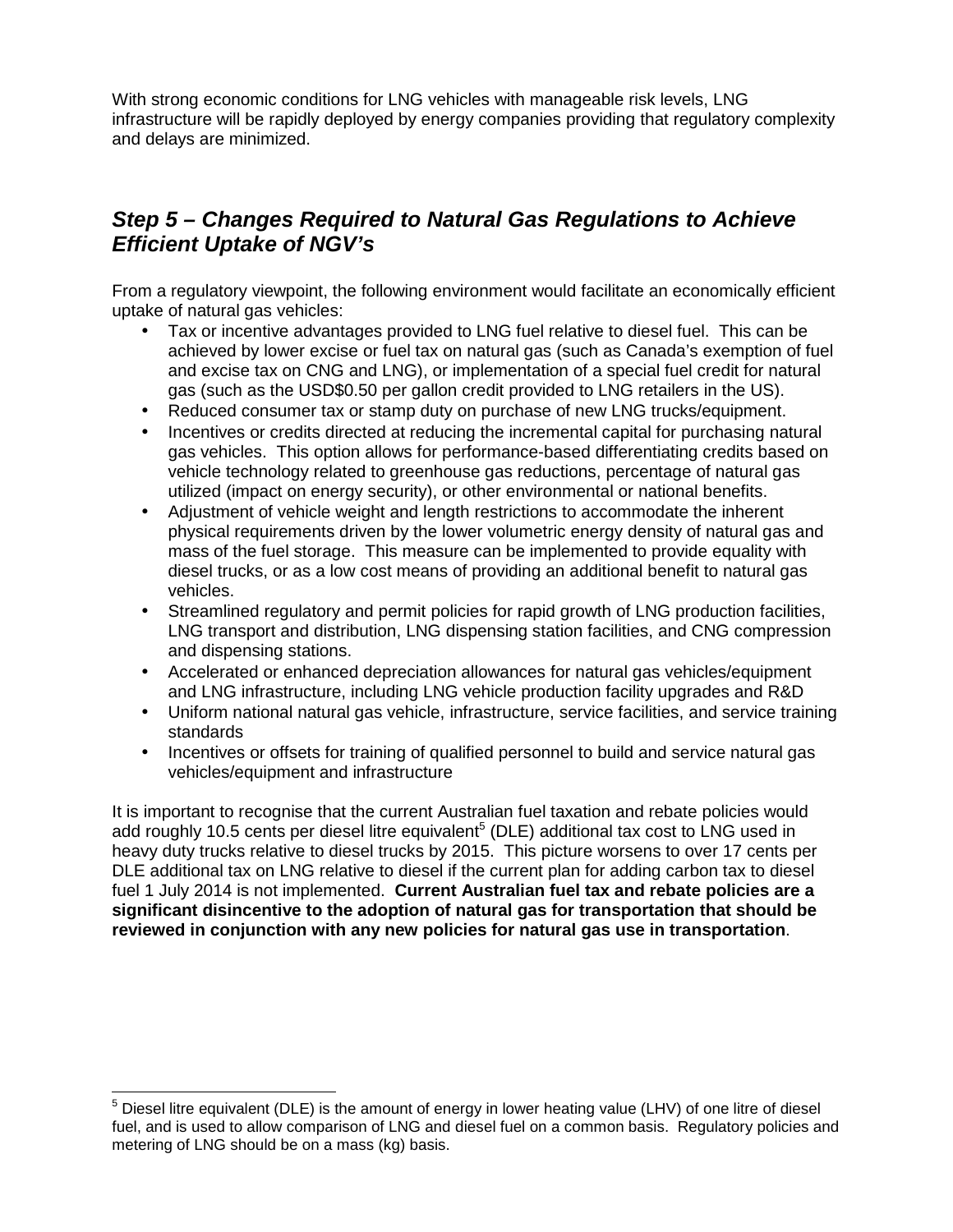With strong economic conditions for LNG vehicles with manageable risk levels, LNG infrastructure will be rapidly deployed by energy companies providing that regulatory complexity and delays are minimized.

## *Step 5 – Changes Required to Natural Gas Regulations to Achieve Efficient Uptake of NGV's*

From a regulatory viewpoint, the following environment would facilitate an economically efficient uptake of natural gas vehicles:

- Tax or incentive advantages provided to LNG fuel relative to diesel fuel. This can be achieved by lower excise or fuel tax on natural gas (such as Canada's exemption of fuel and excise tax on CNG and LNG), or implementation of a special fuel credit for natural gas (such as the USD$0.50 per gallon credit provided to LNG retailers in the US).
- Reduced consumer tax or stamp duty on purchase of new LNG trucks/equipment.
- Incentives or credits directed at reducing the incremental capital for purchasing natural gas vehicles. This option allows for performance-based differentiating credits based on vehicle technology related to greenhouse gas reductions, percentage of natural gas utilized (impact on energy security), or other environmental or national benefits.
- Adjustment of vehicle weight and length restrictions to accommodate the inherent physical requirements driven by the lower volumetric energy density of natural gas and mass of the fuel storage. This measure can be implemented to provide equality with diesel trucks, or as a low cost means of providing an additional benefit to natural gas vehicles.
- Streamlined regulatory and permit policies for rapid growth of LNG production facilities, LNG transport and distribution, LNG dispensing station facilities, and CNG compression and dispensing stations.
- Accelerated or enhanced depreciation allowances for natural gas vehicles/equipment and LNG infrastructure, including LNG vehicle production facility upgrades and R&D
- Uniform national natural gas vehicle, infrastructure, service facilities, and service training standards
- Incentives or offsets for training of qualified personnel to build and service natural gas vehicles/equipment and infrastructure

It is important to recognise that the current Australian fuel taxation and rebate policies would add roughly 10.5 cents per diesel litre equivalent[5] (DLE) additional tax cost to LNG used in heavy duty trucks relative to diesel trucks by 2015. This picture worsens to over 17 cents per DLE additional tax on LNG relative to diesel if the current plan for adding carbon tax to diesel fuel 1 July 2014 is not implemented. **Current Australian fuel tax and rebate policies are a significant disincentive to the adoption of natural gas for transportation that should be reviewed in conjunction with any new policies for natural gas use in transportation**.

---

[5] Diesel litre equivalent (DLE) is the amount of energy in lower heating value (LHV) of one litre of diesel fuel, and is used to allow comparison of LNG and diesel fuel on a common basis. Regulatory policies and metering of LNG should be on a mass (kg) basis.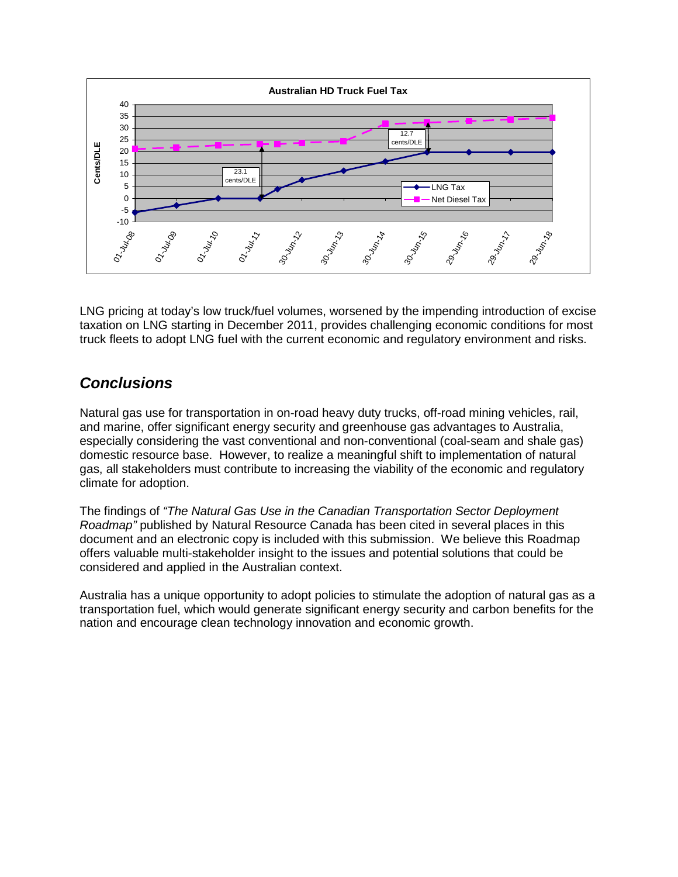Australian HD Truck Fuel Tax

Cents/DLE

40
35
30
25
20
15
10
5
0
-5
-10

01-Jul-08
01-Jul-09
01-Jul-10
01-Jul-11
30-Jun-12
30-Jun-13
30-Jun-14
30-Jun-15
29-Jun-16
29-Jun-17
29-Jun-18

23.1 cents/DLE

12.7 cents/DLE

LNG Tax
Net Diesel Tax

LNG pricing at today's low truck/fuel volumes, worsened by the impending introduction of excise taxation on LNG starting in December 2011, provides challenging economic conditions for most truck fleets to adopt LNG fuel with the current economic and regulatory environment and risks.

## *Conclusions*

Natural gas use for transportation in on-road heavy duty trucks, off-road mining vehicles, rail, and marine, offer significant energy security and greenhouse gas advantages to Australia, especially considering the vast conventional and non-conventional (coal-seam and shale gas) domestic resource base. However, to realize a meaningful shift to implementation of natural gas, all stakeholders must contribute to increasing the viability of the economic and regulatory climate for adoption.

The findings of *"The Natural Gas Use in the Canadian Transportation Sector Deployment Roadmap"* published by Natural Resource Canada has been cited in several places in this document and an electronic copy is included with this submission. We believe this Roadmap offers valuable multi-stakeholder insight to the issues and potential solutions that could be considered and applied in the Australian context.

Australia has a unique opportunity to adopt policies to stimulate the adoption of natural gas as a transportation fuel, which would generate significant energy security and carbon benefits for the nation and encourage clean technology innovation and economic growth.